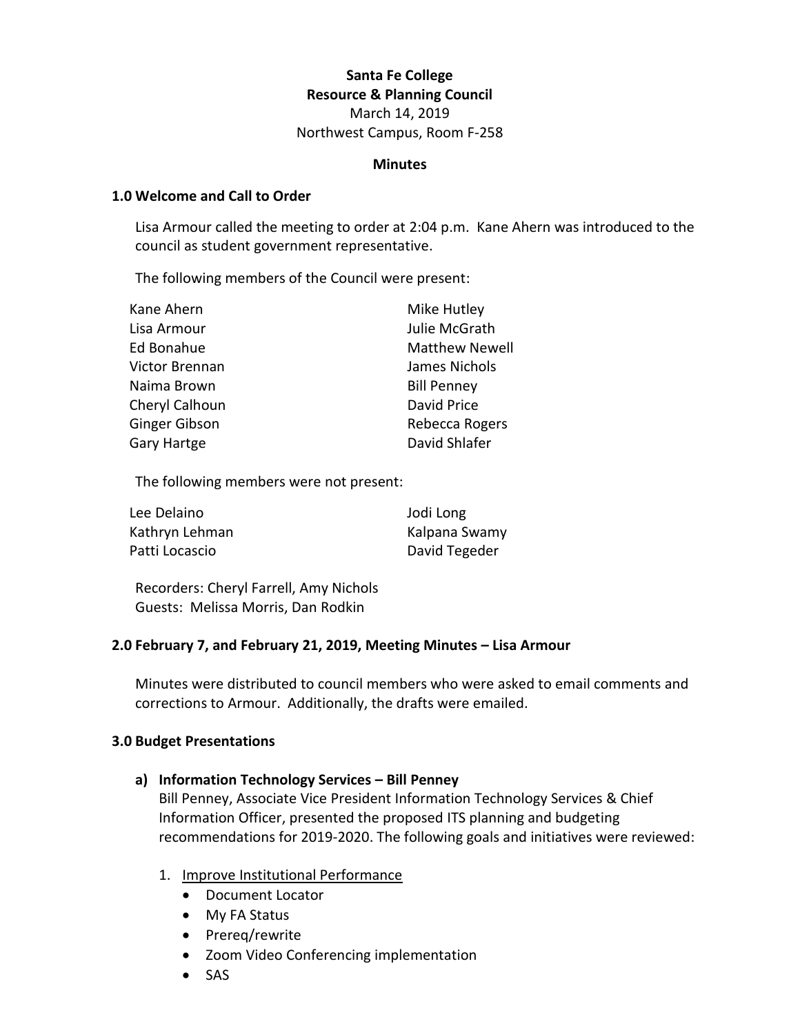**Santa Fe College**
**Resource & Planning Council**
March 14, 2019
Northwest Campus, Room F-258

**Minutes**

## 1.0 Welcome and Call to Order

Lisa Armour called the meeting to order at 2:04 p.m. Kane Ahern was introduced to the council as student government representative.

The following members of the Council were present:

| | |
|---|---|
| Kane Ahern | Mike Hutley |
| Lisa Armour | Julie McGrath |
| Ed Bonahue | Matthew Newell |
| Victor Brennan | James Nichols |
| Naima Brown | Bill Penney |
| Cheryl Calhoun | David Price |
| Ginger Gibson | Rebecca Rogers |
| Gary Hartge | David Shlafer |

The following members were not present:

| | |
|---|---|
| Lee Delaino | Jodi Long |
| Kathryn Lehman | Kalpana Swamy |
| Patti Locascio | David Tegeder |

Recorders: Cheryl Farrell, Amy Nichols
Guests: Melissa Morris, Dan Rodkin

## 2.0 February 7, and February 21, 2019, Meeting Minutes – Lisa Armour

Minutes were distributed to council members who were asked to email comments and corrections to Armour. Additionally, the drafts were emailed.

## 3.0 Budget Presentations

### a) Information Technology Services – Bill Penney

Bill Penney, Associate Vice President Information Technology Services & Chief Information Officer, presented the proposed ITS planning and budgeting recommendations for 2019-2020. The following goals and initiatives were reviewed:

1. Improve Institutional Performance
   - Document Locator
   - My FA Status
   - Prereq/rewrite
   - Zoom Video Conferencing implementation
   - SAS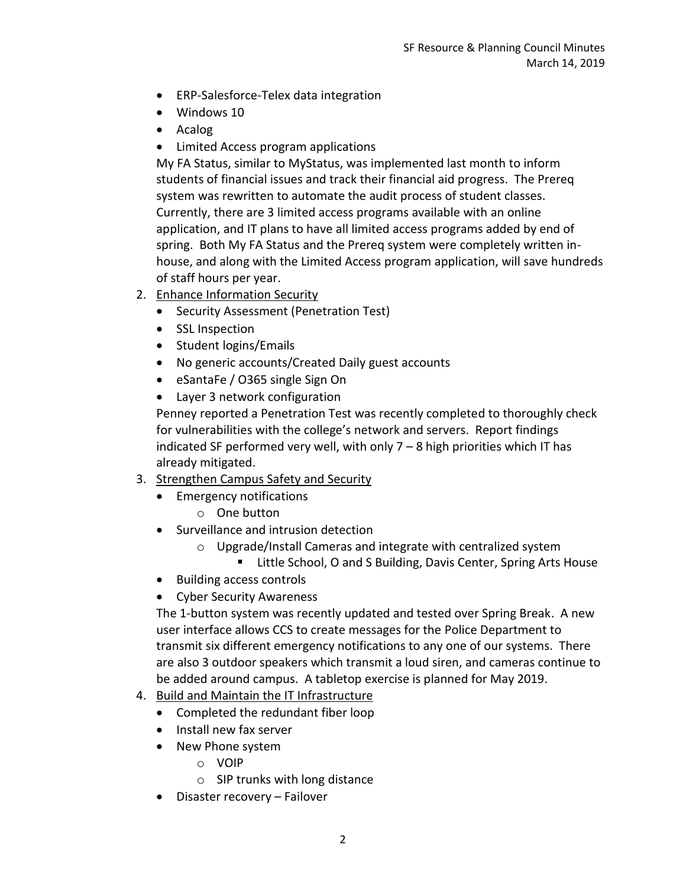- ERP-Salesforce-Telex data integration
- Windows 10
- Acalog
- Limited Access program applications

My FA Status, similar to MyStatus, was implemented last month to inform students of financial issues and track their financial aid progress. The Prereq system was rewritten to automate the audit process of student classes. Currently, there are 3 limited access programs available with an online application, and IT plans to have all limited access programs added by end of spring. Both My FA Status and the Prereq system were completely written in-house, and along with the Limited Access program application, will save hundreds of staff hours per year.

2. Enhance Information Security
   - Security Assessment (Penetration Test)
   - SSL Inspection
   - Student logins/Emails
   - No generic accounts/Created Daily guest accounts
   - eSantaFe / O365 single Sign On
   - Layer 3 network configuration

   Penney reported a Penetration Test was recently completed to thoroughly check for vulnerabilities with the college's network and servers. Report findings indicated SF performed very well, with only 7 – 8 high priorities which IT has already mitigated.

3. Strengthen Campus Safety and Security
   - Emergency notifications
     - One button
   - Surveillance and intrusion detection
     - Upgrade/Install Cameras and integrate with centralized system
       - Little School, O and S Building, Davis Center, Spring Arts House
   - Building access controls
   - Cyber Security Awareness

   The 1-button system was recently updated and tested over Spring Break. A new user interface allows CCS to create messages for the Police Department to transmit six different emergency notifications to any one of our systems. There are also 3 outdoor speakers which transmit a loud siren, and cameras continue to be added around campus. A tabletop exercise is planned for May 2019.

4. Build and Maintain the IT Infrastructure
   - Completed the redundant fiber loop
   - Install new fax server
   - New Phone system
     - VOIP
     - SIP trunks with long distance
   - Disaster recovery – Failover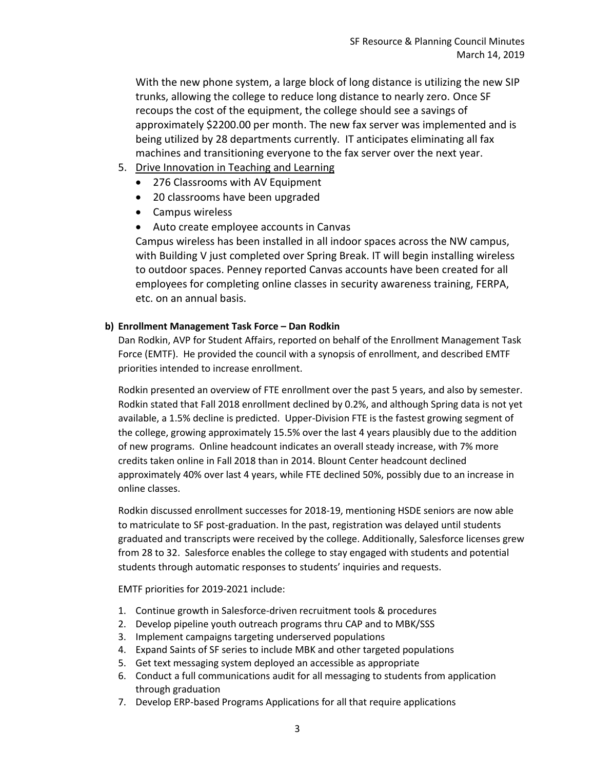With the new phone system, a large block of long distance is utilizing the new SIP trunks, allowing the college to reduce long distance to nearly zero. Once SF recoups the cost of the equipment, the college should see a savings of approximately $2200.00 per month. The new fax server was implemented and is being utilized by 28 departments currently. IT anticipates eliminating all fax machines and transitioning everyone to the fax server over the next year.

5. <u>Drive Innovation in Teaching and Learning</u>
   - 276 Classrooms with AV Equipment
   - 20 classrooms have been upgraded
   - Campus wireless
   - Auto create employee accounts in Canvas

   Campus wireless has been installed in all indoor spaces across the NW campus, with Building V just completed over Spring Break. IT will begin installing wireless to outdoor spaces. Penney reported Canvas accounts have been created for all employees for completing online classes in security awareness training, FERPA, etc. on an annual basis.

**b) Enrollment Management Task Force – Dan Rodkin**

Dan Rodkin, AVP for Student Affairs, reported on behalf of the Enrollment Management Task Force (EMTF). He provided the council with a synopsis of enrollment, and described EMTF priorities intended to increase enrollment.

Rodkin presented an overview of FTE enrollment over the past 5 years, and also by semester. Rodkin stated that Fall 2018 enrollment declined by 0.2%, and although Spring data is not yet available, a 1.5% decline is predicted. Upper-Division FTE is the fastest growing segment of the college, growing approximately 15.5% over the last 4 years plausibly due to the addition of new programs. Online headcount indicates an overall steady increase, with 7% more credits taken online in Fall 2018 than in 2014. Blount Center headcount declined approximately 40% over last 4 years, while FTE declined 50%, possibly due to an increase in online classes.

Rodkin discussed enrollment successes for 2018-19, mentioning HSDE seniors are now able to matriculate to SF post-graduation. In the past, registration was delayed until students graduated and transcripts were received by the college. Additionally, Salesforce licenses grew from 28 to 32. Salesforce enables the college to stay engaged with students and potential students through automatic responses to students' inquiries and requests.

EMTF priorities for 2019-2021 include:

1. Continue growth in Salesforce-driven recruitment tools & procedures
2. Develop pipeline youth outreach programs thru CAP and to MBK/SSS
3. Implement campaigns targeting underserved populations
4. Expand Saints of SF series to include MBK and other targeted populations
5. Get text messaging system deployed an accessible as appropriate
6. Conduct a full communications audit for all messaging to students from application through graduation
7. Develop ERP-based Programs Applications for all that require applications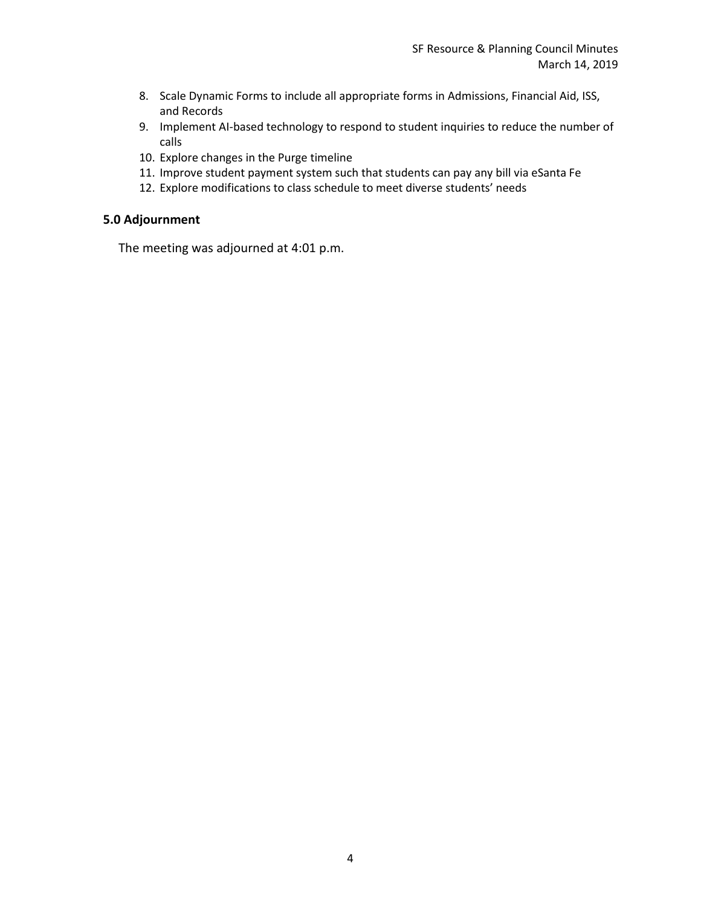8. Scale Dynamic Forms to include all appropriate forms in Admissions, Financial Aid, ISS, and Records
9. Implement AI-based technology to respond to student inquiries to reduce the number of calls
10. Explore changes in the Purge timeline
11. Improve student payment system such that students can pay any bill via eSanta Fe
12. Explore modifications to class schedule to meet diverse students' needs

## 5.0 Adjournment

The meeting was adjourned at 4:01 p.m.